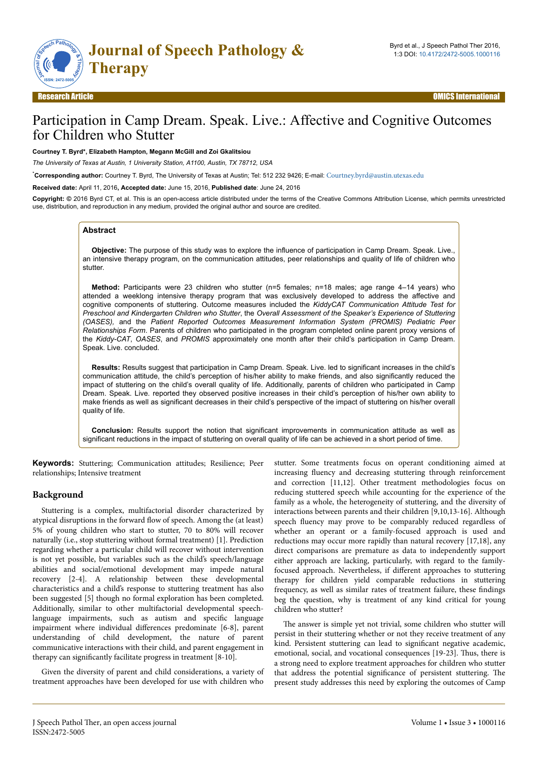# Participation in Camp Dream. Speak. Live.: Affective and Cognitive Outcomes for Children who Stutter

**Courtney T. Byrd\*, Elizabeth Hampton, Megann McGill and Zoi Gkalitsiou**

*The University of Texas at Austin, 1 University Station, A1100, Austin, TX 78712, USA*

\***Corresponding author:** Courtney T. Byrd, The University of Texas at Austin; Tel: 512 232 9426; E-mail: Courtney.byrd@austin.utexas.edu

**Received date:** April 11, 2016, **Accepted date:** June 15, 2016, **Published date**: June 24, 2016

**Copyright:** © 2016 Byrd CT, et al. This is an open-access article distributed under the terms of the Creative Commons Attribution License, which permits unrestricted use, distribution, and reproduction in any medium, provided the original author and source are credited.

## Abstract

**Objective:** The purpose of this study was to explore the influence of participation in Camp Dream. Speak. Live., an intensive therapy program, on the communication attitudes, peer relationships and quality of life of children who stutter.

**Method:** Participants were 23 children who stutter (n=5 females; n=18 males; age range 4–14 years) who attended a weeklong intensive therapy program that was exclusively developed to address the affective and cognitive components of stuttering. Outcome measures included the *KiddyCAT Communication Attitude Test for Preschool and Kindergarten Children who Stutter*, the *Overall Assessment of the Speaker's Experience of Stuttering (OASES)*, and the *Patient Reported Outcomes Measurement Information System (PROMIS) Pediatric Peer Relationships Form*. Parents of children who participated in the program completed online parent proxy versions of the *Kiddy-CAT*, *OASES*, and *PROMIS* approximately one month after their child's participation in Camp Dream. Speak. Live. concluded.

**Results:** Results suggest that participation in Camp Dream. Speak. Live. led to significant increases in the child's communication attitude, the child's perception of his/her ability to make friends, and also significantly reduced the impact of stuttering on the child's overall quality of life. Additionally, parents of children who participated in Camp Dream. Speak. Live. reported they observed positive increases in their child's perception of his/her own ability to make friends as well as significant decreases in their child's perspective of the impact of stuttering on his/her overall quality of life.

**Conclusion:** Results support the notion that significant improvements in communication attitude as well as significant reductions in the impact of stuttering on overall quality of life can be achieved in a short period of time.

**Keywords:** Stuttering; Communication attitudes; Resilience; Peer relationships; Intensive treatment

## Background

Stuttering is a complex, multifactorial disorder characterized by atypical disruptions in the forward flow of speech. Among the (at least) 5% of young children who start to stutter, 70 to 80% will recover naturally (i.e., stop stuttering without formal treatment) [1]. Prediction regarding whether a particular child will recover without intervention is not yet possible, but variables such as the child's speech/language abilities and social/emotional development may impede natural recovery [2-4]. A relationship between these developmental characteristics and a child's response to stuttering treatment has also been suggested [5] though no formal exploration has been completed. Additionally, similar to other multifactorial developmental speech-language impairments, such as autism and specific language impairment where individual differences predominate [6-8], parent understanding of child development, the nature of parent communicative interactions with their child, and parent engagement in therapy can significantly facilitate progress in treatment [8-10].

Given the diversity of parent and child considerations, a variety of treatment approaches have been developed for use with children who stutter. Some treatments focus on operant conditioning aimed at increasing fluency and decreasing stuttering through reinforcement and correction [11,12]. Other treatment methodologies focus on reducing stuttered speech while accounting for the experience of the family as a whole, the heterogeneity of stuttering, and the diversity of interactions between parents and their children [9,10,13-16]. Although speech fluency may prove to be comparably reduced regardless of whether an operant or a family-focused approach is used and reductions may occur more rapidly than natural recovery [17,18], any direct comparisons are premature as data to independently support either approach are lacking, particularly, with regard to the family-focused approach. Nevertheless, if different approaches to stuttering therapy for children yield comparable reductions in stuttering frequency, as well as similar rates of treatment failure, these findings beg the question, why is treatment of any kind critical for young children who stutter?

The answer is simple yet not trivial, some children who stutter will persist in their stuttering whether or not they receive treatment of any kind. Persistent stuttering can lead to significant negative academic, emotional, social, and vocational consequences [19-23]. Thus, there is a strong need to explore treatment approaches for children who stutter that address the potential significance of persistent stuttering. The present study addresses this need by exploring the outcomes of Camp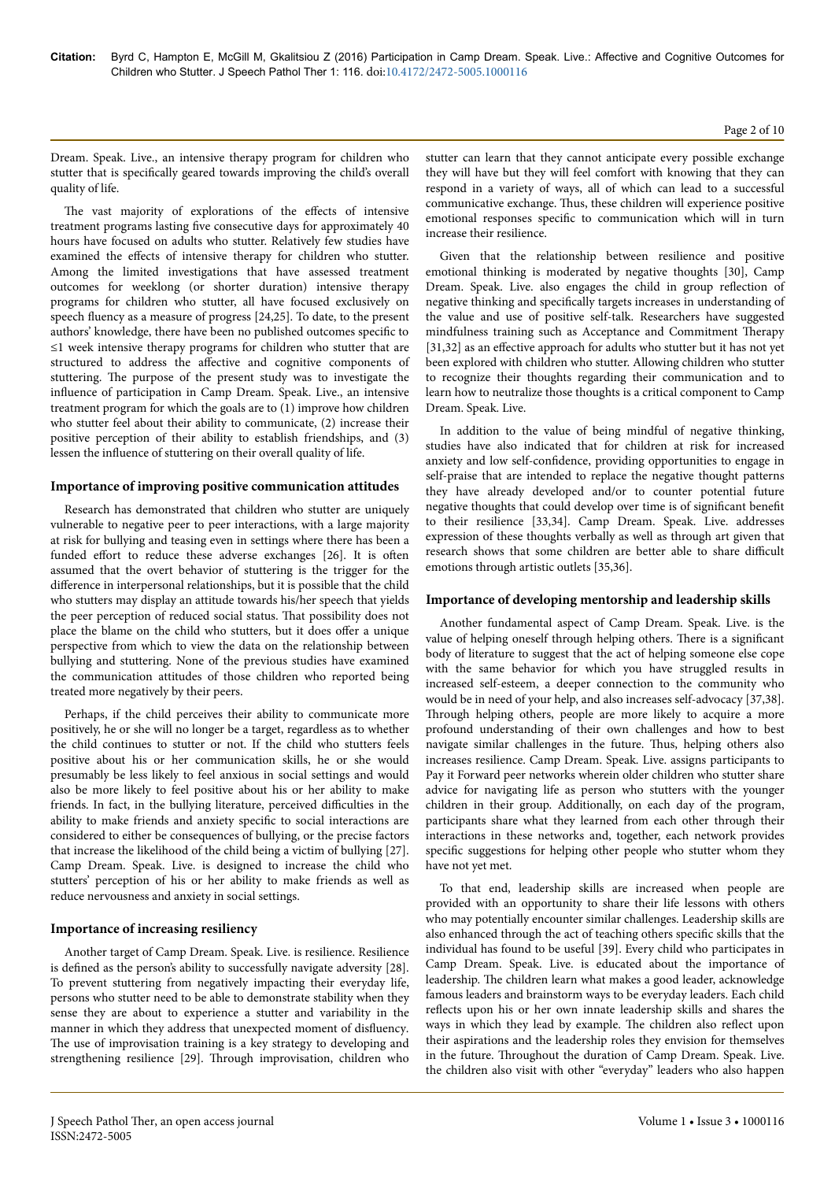Dream. Speak. Live., an intensive therapy program for children who stutter that is specifically geared towards improving the child's overall quality of life.

The vast majority of explorations of the effects of intensive treatment programs lasting five consecutive days for approximately 40 hours have focused on adults who stutter. Relatively few studies have examined the effects of intensive therapy for children who stutter. Among the limited investigations that have assessed treatment outcomes for weeklong (or shorter duration) intensive therapy programs for children who stutter, all have focused exclusively on speech fluency as a measure of progress [24,25]. To date, to the present authors' knowledge, there have been no published outcomes specific to ≤1 week intensive therapy programs for children who stutter that are structured to address the affective and cognitive components of stuttering. The purpose of the present study was to investigate the influence of participation in Camp Dream. Speak. Live., an intensive treatment program for which the goals are to (1) improve how children who stutter feel about their ability to communicate, (2) increase their positive perception of their ability to establish friendships, and (3) lessen the influence of stuttering on their overall quality of life.

### Importance of improving positive communication attitudes

Research has demonstrated that children who stutter are uniquely vulnerable to negative peer to peer interactions, with a large majority at risk for bullying and teasing even in settings where there has been a funded effort to reduce these adverse exchanges [26]. It is often assumed that the overt behavior of stuttering is the trigger for the difference in interpersonal relationships, but it is possible that the child who stutters may display an attitude towards his/her speech that yields the peer perception of reduced social status. That possibility does not place the blame on the child who stutters, but it does offer a unique perspective from which to view the data on the relationship between bullying and stuttering. None of the previous studies have examined the communication attitudes of those children who reported being treated more negatively by their peers.

Perhaps, if the child perceives their ability to communicate more positively, he or she will no longer be a target, regardless as to whether the child continues to stutter or not. If the child who stutters feels positive about his or her communication skills, he or she would presumably be less likely to feel anxious in social settings and would also be more likely to feel positive about his or her ability to make friends. In fact, in the bullying literature, perceived difficulties in the ability to make friends and anxiety specific to social interactions are considered to either be consequences of bullying, or the precise factors that increase the likelihood of the child being a victim of bullying [27]. Camp Dream. Speak. Live. is designed to increase the child who stutters' perception of his or her ability to make friends as well as reduce nervousness and anxiety in social settings.

### Importance of increasing resiliency

Another target of Camp Dream. Speak. Live. is resilience. Resilience is defined as the person's ability to successfully navigate adversity [28]. To prevent stuttering from negatively impacting their everyday life, persons who stutter need to be able to demonstrate stability when they sense they are about to experience a stutter and variability in the manner in which they address that unexpected moment of disfluency. The use of improvisation training is a key strategy to developing and strengthening resilience [29]. Through improvisation, children who stutter can learn that they cannot anticipate every possible exchange they will have but they will feel comfort with knowing that they can respond in a variety of ways, all of which can lead to a successful communicative exchange. Thus, these children will experience positive emotional responses specific to communication which will in turn increase their resilience.

Given that the relationship between resilience and positive emotional thinking is moderated by negative thoughts [30], Camp Dream. Speak. Live. also engages the child in group reflection of negative thinking and specifically targets increases in understanding of the value and use of positive self-talk. Researchers have suggested mindfulness training such as Acceptance and Commitment Therapy [31,32] as an effective approach for adults who stutter but it has not yet been explored with children who stutter. Allowing children who stutter to recognize their thoughts regarding their communication and to learn how to neutralize those thoughts is a critical component to Camp Dream. Speak. Live.

In addition to the value of being mindful of negative thinking, studies have also indicated that for children at risk for increased anxiety and low self-confidence, providing opportunities to engage in self-praise that are intended to replace the negative thought patterns they have already developed and/or to counter potential future negative thoughts that could develop over time is of significant benefit to their resilience [33,34]. Camp Dream. Speak. Live. addresses expression of these thoughts verbally as well as through art given that research shows that some children are better able to share difficult emotions through artistic outlets [35,36].

### Importance of developing mentorship and leadership skills

Another fundamental aspect of Camp Dream. Speak. Live. is the value of helping oneself through helping others. There is a significant body of literature to suggest that the act of helping someone else cope with the same behavior for which you have struggled results in increased self-esteem, a deeper connection to the community who would be in need of your help, and also increases self-advocacy [37,38]. Through helping others, people are more likely to acquire a more profound understanding of their own challenges and how to best navigate similar challenges in the future. Thus, helping others also increases resilience. Camp Dream. Speak. Live. assigns participants to Pay it Forward peer networks wherein older children who stutter share advice for navigating life as person who stutters with the younger children in their group. Additionally, on each day of the program, participants share what they learned from each other through their interactions in these networks and, together, each network provides specific suggestions for helping other people who stutter whom they have not yet met.

To that end, leadership skills are increased when people are provided with an opportunity to share their life lessons with others who may potentially encounter similar challenges. Leadership skills are also enhanced through the act of teaching others specific skills that the individual has found to be useful [39]. Every child who participates in Camp Dream. Speak. Live. is educated about the importance of leadership. The children learn what makes a good leader, acknowledge famous leaders and brainstorm ways to be everyday leaders. Each child reflects upon his or her own innate leadership skills and shares the ways in which they lead by example. The children also reflect upon their aspirations and the leadership roles they envision for themselves in the future. Throughout the duration of Camp Dream. Speak. Live. the children also visit with other "everyday" leaders who also happen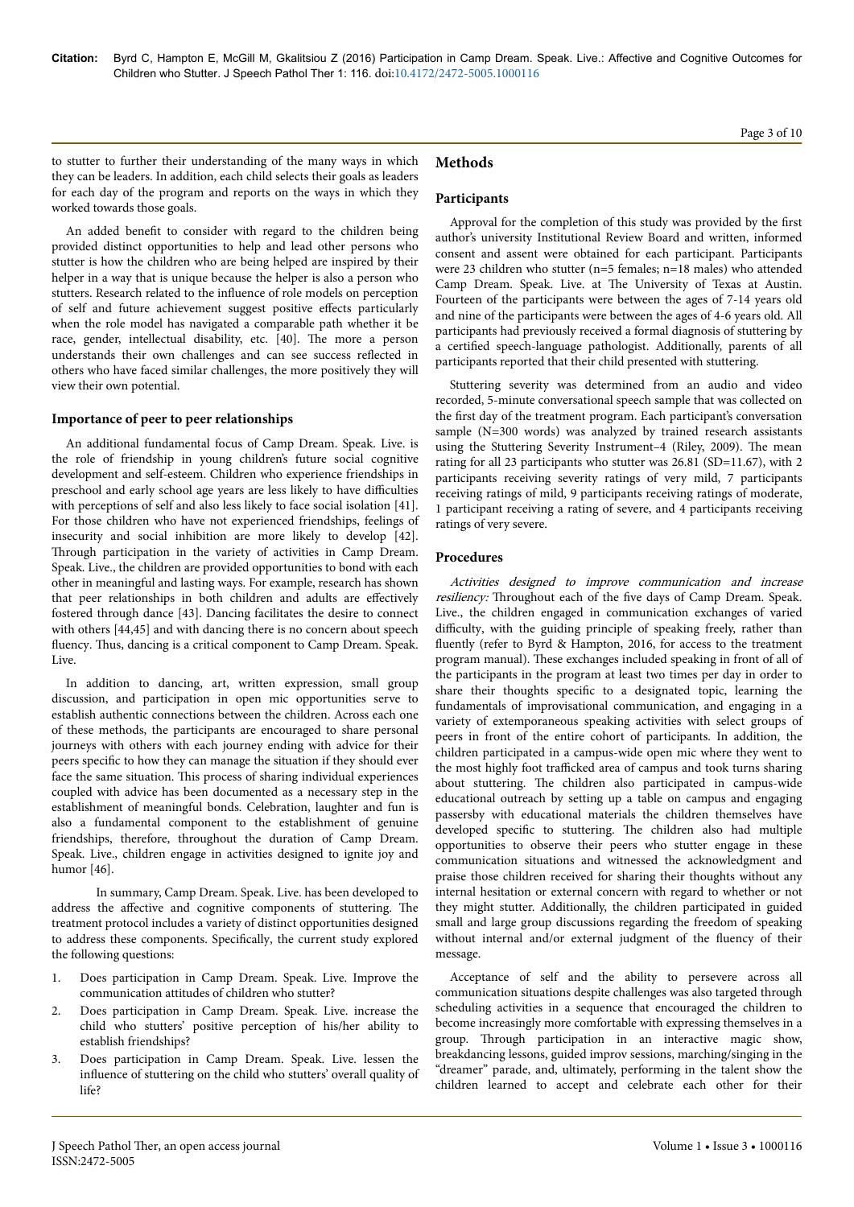to stutter to further their understanding of the many ways in which they can be leaders. In addition, each child selects their goals as leaders for each day of the program and reports on the ways in which they worked towards those goals.

An added benefit to consider with regard to the children being provided distinct opportunities to help and lead other persons who stutter is how the children who are being helped are inspired by their helper in a way that is unique because the helper is also a person who stutters. Research related to the influence of role models on perception of self and future achievement suggest positive effects particularly when the role model has navigated a comparable path whether it be race, gender, intellectual disability, etc. [40]. The more a person understands their own challenges and can see success reflected in others who have faced similar challenges, the more positively they will view their own potential.

### Importance of peer to peer relationships

An additional fundamental focus of Camp Dream. Speak. Live. is the role of friendship in young children's future social cognitive development and self-esteem. Children who experience friendships in preschool and early school age years are less likely to have difficulties with perceptions of self and also less likely to face social isolation [41]. For those children who have not experienced friendships, feelings of insecurity and social inhibition are more likely to develop [42]. Through participation in the variety of activities in Camp Dream. Speak. Live., the children are provided opportunities to bond with each other in meaningful and lasting ways. For example, research has shown that peer relationships in both children and adults are effectively fostered through dance [43]. Dancing facilitates the desire to connect with others [44,45] and with dancing there is no concern about speech fluency. Thus, dancing is a critical component to Camp Dream. Speak. Live.

In addition to dancing, art, written expression, small group discussion, and participation in open mic opportunities serve to establish authentic connections between the children. Across each one of these methods, the participants are encouraged to share personal journeys with others with each journey ending with advice for their peers specific to how they can manage the situation if they should ever face the same situation. This process of sharing individual experiences coupled with advice has been documented as a necessary step in the establishment of meaningful bonds. Celebration, laughter and fun is also a fundamental component to the establishment of genuine friendships, therefore, throughout the duration of Camp Dream. Speak. Live., children engage in activities designed to ignite joy and humor [46].

In summary, Camp Dream. Speak. Live. has been developed to address the affective and cognitive components of stuttering. The treatment protocol includes a variety of distinct opportunities designed to address these components. Specifically, the current study explored the following questions:

1. Does participation in Camp Dream. Speak. Live. Improve the communication attitudes of children who stutter?
2. Does participation in Camp Dream. Speak. Live. increase the child who stutters' positive perception of his/her ability to establish friendships?
3. Does participation in Camp Dream. Speak. Live. lessen the influence of stuttering on the child who stutters' overall quality of life?

## Methods

### Participants

Approval for the completion of this study was provided by the first author's university Institutional Review Board and written, informed consent and assent were obtained for each participant. Participants were 23 children who stutter (n=5 females; n=18 males) who attended Camp Dream. Speak. Live. at The University of Texas at Austin. Fourteen of the participants were between the ages of 7-14 years old and nine of the participants were between the ages of 4-6 years old. All participants had previously received a formal diagnosis of stuttering by a certified speech-language pathologist. Additionally, parents of all participants reported that their child presented with stuttering.

Stuttering severity was determined from an audio and video recorded, 5-minute conversational speech sample that was collected on the first day of the treatment program. Each participant's conversation sample (N=300 words) was analyzed by trained research assistants using the Stuttering Severity Instrument–4 (Riley, 2009). The mean rating for all 23 participants who stutter was 26.81 (SD=11.67), with 2 participants receiving severity ratings of very mild, 7 participants receiving ratings of mild, 9 participants receiving ratings of moderate, 1 participant receiving a rating of severe, and 4 participants receiving ratings of very severe.

### Procedures

*Activities designed to improve communication and increase resiliency:* Throughout each of the five days of Camp Dream. Speak. Live., the children engaged in communication exchanges of varied difficulty, with the guiding principle of speaking freely, rather than fluently (refer to Byrd & Hampton, 2016, for access to the treatment program manual). These exchanges included speaking in front of all of the participants in the program at least two times per day in order to share their thoughts specific to a designated topic, learning the fundamentals of improvisational communication, and engaging in a variety of extemporaneous speaking activities with select groups of peers in front of the entire cohort of participants. In addition, the children participated in a campus-wide open mic where they went to the most highly foot trafficked area of campus and took turns sharing about stuttering. The children also participated in campus-wide educational outreach by setting up a table on campus and engaging passersby with educational materials the children themselves have developed specific to stuttering. The children also had multiple opportunities to observe their peers who stutter engage in these communication situations and witnessed the acknowledgment and praise those children received for sharing their thoughts without any internal hesitation or external concern with regard to whether or not they might stutter. Additionally, the children participated in guided small and large group discussions regarding the freedom of speaking without internal and/or external judgment of the fluency of their message.

Acceptance of self and the ability to persevere across all communication situations despite challenges was also targeted through scheduling activities in a sequence that encouraged the children to become increasingly more comfortable with expressing themselves in a group. Through participation in an interactive magic show, breakdancing lessons, guided improv sessions, marching/singing in the "dreamer" parade, and, ultimately, performing in the talent show the children learned to accept and celebrate each other for their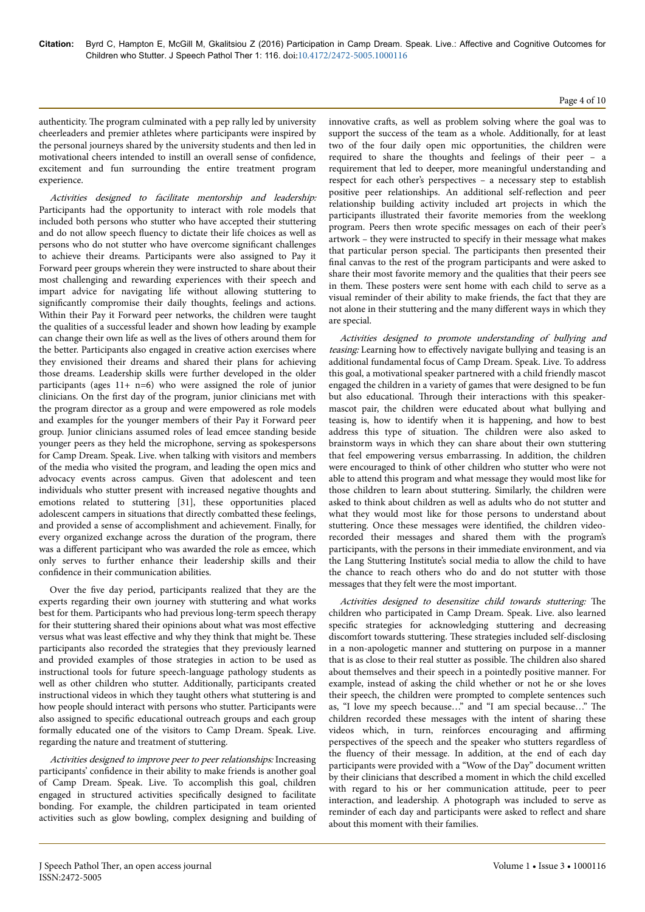authenticity. The program culminated with a pep rally led by university cheerleaders and premier athletes where participants were inspired by the personal journeys shared by the university students and then led in motivational cheers intended to instill an overall sense of confidence, excitement and fun surrounding the entire treatment program experience.

*Activities designed to facilitate mentorship and leadership:* Participants had the opportunity to interact with role models that included both persons who stutter who have accepted their stuttering and do not allow speech fluency to dictate their life choices as well as persons who do not stutter who have overcome significant challenges to achieve their dreams. Participants were also assigned to Pay it Forward peer groups wherein they were instructed to share about their most challenging and rewarding experiences with their speech and impart advice for navigating life without allowing stuttering to significantly compromise their daily thoughts, feelings and actions. Within their Pay it Forward peer networks, the children were taught the qualities of a successful leader and shown how leading by example can change their own life as well as the lives of others around them for the better. Participants also engaged in creative action exercises where they envisioned their dreams and shared their plans for achieving those dreams. Leadership skills were further developed in the older participants (ages 11+ n=6) who were assigned the role of junior clinicians. On the first day of the program, junior clinicians met with the program director as a group and were empowered as role models and examples for the younger members of their Pay it Forward peer group. Junior clinicians assumed roles of lead emcee standing beside younger peers as they held the microphone, serving as spokespersons for Camp Dream. Speak. Live. when talking with visitors and members of the media who visited the program, and leading the open mics and advocacy events across campus. Given that adolescent and teen individuals who stutter present with increased negative thoughts and emotions related to stuttering [31], these opportunities placed adolescent campers in situations that directly combatted these feelings, and provided a sense of accomplishment and achievement. Finally, for every organized exchange across the duration of the program, there was a different participant who was awarded the role as emcee, which only serves to further enhance their leadership skills and their confidence in their communication abilities.

Over the five day period, participants realized that they are the experts regarding their own journey with stuttering and what works best for them. Participants who had previous long-term speech therapy for their stuttering shared their opinions about what was most effective versus what was least effective and why they think that might be. These participants also recorded the strategies that they previously learned and provided examples of those strategies in action to be used as instructional tools for future speech-language pathology students as well as other children who stutter. Additionally, participants created instructional videos in which they taught others what stuttering is and how people should interact with persons who stutter. Participants were also assigned to specific educational outreach groups and each group formally educated one of the visitors to Camp Dream. Speak. Live. regarding the nature and treatment of stuttering.

*Activities designed to improve peer to peer relationships:* Increasing participants' confidence in their ability to make friends is another goal of Camp Dream. Speak. Live. To accomplish this goal, children engaged in structured activities specifically designed to facilitate bonding. For example, the children participated in team oriented activities such as glow bowling, complex designing and building of innovative crafts, as well as problem solving where the goal was to support the success of the team as a whole. Additionally, for at least two of the four daily open mic opportunities, the children were required to share the thoughts and feelings of their peer – a requirement that led to deeper, more meaningful understanding and respect for each other's perspectives – a necessary step to establish positive peer relationships. An additional self-reflection and peer relationship building activity included art projects in which the participants illustrated their favorite memories from the weeklong program. Peers then wrote specific messages on each of their peer's artwork – they were instructed to specify in their message what makes that particular person special. The participants then presented their final canvas to the rest of the program participants and were asked to share their most favorite memory and the qualities that their peers see in them. These posters were sent home with each child to serve as a visual reminder of their ability to make friends, the fact that they are not alone in their stuttering and the many different ways in which they are special.

*Activities designed to promote understanding of bullying and teasing:* Learning how to effectively navigate bullying and teasing is an additional fundamental focus of Camp Dream. Speak. Live. To address this goal, a motivational speaker partnered with a child friendly mascot engaged the children in a variety of games that were designed to be fun but also educational. Through their interactions with this speaker-mascot pair, the children were educated about what bullying and teasing is, how to identify when it is happening, and how to best address this type of situation. The children were also asked to brainstorm ways in which they can share about their own stuttering that feel empowering versus embarrassing. In addition, the children were encouraged to think of other children who stutter who were not able to attend this program and what message they would most like for those children to learn about stuttering. Similarly, the children were asked to think about children as well as adults who do not stutter and what they would most like for those persons to understand about stuttering. Once these messages were identified, the children video-recorded their messages and shared them with the program's participants, with the persons in their immediate environment, and via the Lang Stuttering Institute's social media to allow the child to have the chance to reach others who do and do not stutter with those messages that they felt were the most important.

*Activities designed to desensitize child towards stuttering:* The children who participated in Camp Dream. Speak. Live. also learned specific strategies for acknowledging stuttering and decreasing discomfort towards stuttering. These strategies included self-disclosing in a non-apologetic manner and stuttering on purpose in a manner that is as close to their real stutter as possible. The children also shared about themselves and their speech in a pointedly positive manner. For example, instead of asking the child whether or not he or she loves their speech, the children were prompted to complete sentences such as, "I love my speech because…" and "I am special because…" The children recorded these messages with the intent of sharing these videos which, in turn, reinforces encouraging and affirming perspectives of the speech and the speaker who stutters regardless of the fluency of their message. In addition, at the end of each day participants were provided with a "Wow of the Day" document written by their clinicians that described a moment in which the child excelled with regard to his or her communication attitude, peer to peer interaction, and leadership. A photograph was included to serve as reminder of each day and participants were asked to reflect and share about this moment with their families.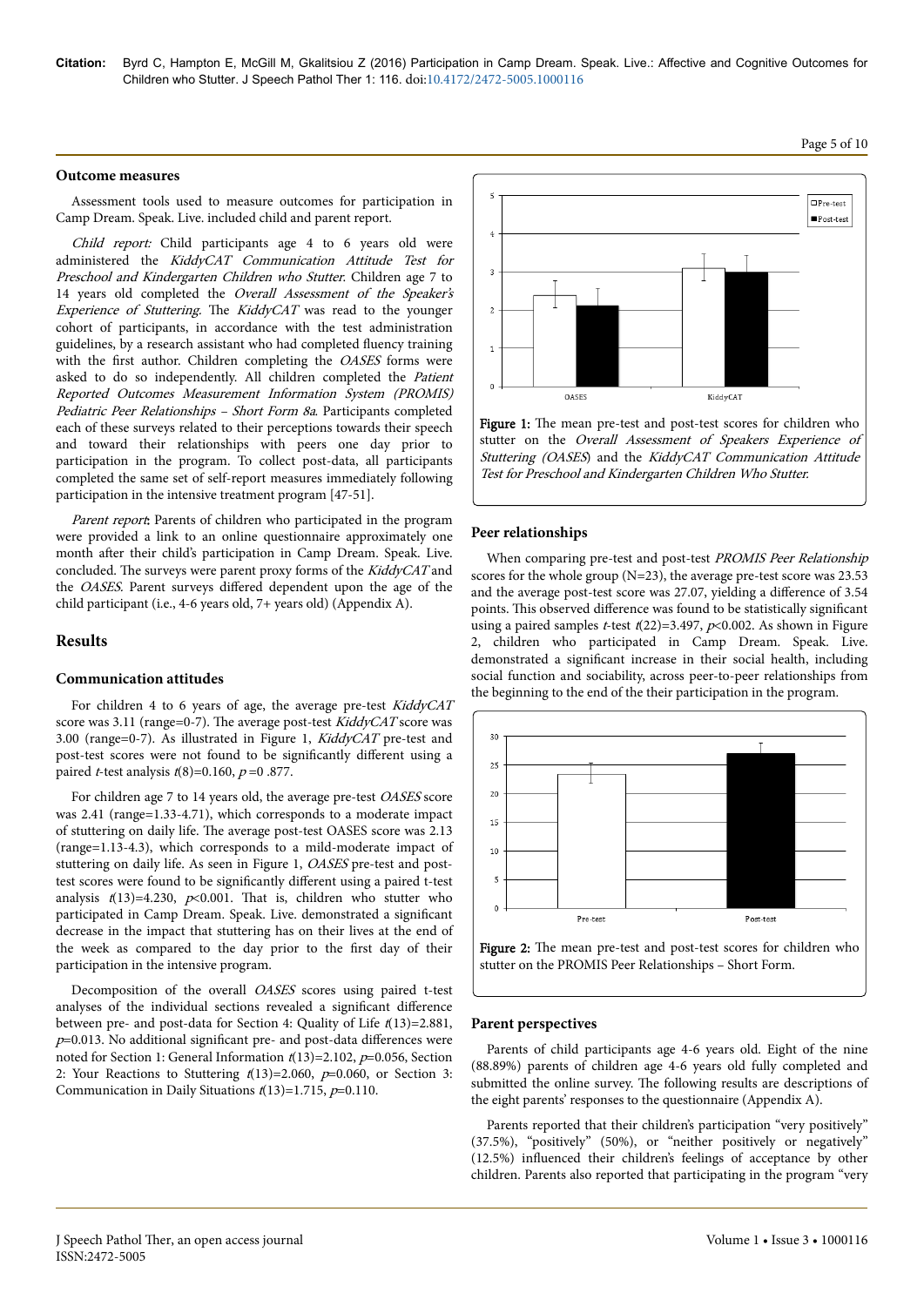### Outcome measures

Assessment tools used to measure outcomes for participation in Camp Dream. Speak. Live. included child and parent report.

*Child report:* Child participants age 4 to 6 years old were administered the *KiddyCAT Communication Attitude Test for Preschool and Kindergarten Children who Stutter.* Children age 7 to 14 years old completed the *Overall Assessment of the Speaker's Experience of Stuttering.* The *KiddyCAT* was read to the younger cohort of participants, in accordance with the test administration guidelines, by a research assistant who had completed fluency training with the first author. Children completing the *OASES* forms were asked to do so independently. All children completed the *Patient Reported Outcomes Measurement Information System (PROMIS) Pediatric Peer Relationships – Short Form 8a.* Participants completed each of these surveys related to their perceptions towards their speech and toward their relationships with peers one day prior to participation in the program. To collect post-data, all participants completed the same set of self-report measures immediately following participation in the intensive treatment program [47-51].

*Parent report:* Parents of children who participated in the program were provided a link to an online questionnaire approximately one month after their child's participation in Camp Dream. Speak. Live. concluded. The surveys were parent proxy forms of the *KiddyCAT* and the *OASES.* Parent surveys differed dependent upon the age of the child participant (i.e., 4-6 years old, 7+ years old) (Appendix A).

## Results

### Communication attitudes

For children 4 to 6 years of age, the average pre-test *KiddyCAT* score was 3.11 (range=0-7). The average post-test *KiddyCAT* score was 3.00 (range=0-7). As illustrated in Figure 1, *KiddyCAT* pre-test and post-test scores were not found to be significantly different using a paired *t*-test analysis $t(8)=0.160$, $p=0.877$.

For children age 7 to 14 years old, the average pre-test *OASES* score was 2.41 (range=1.33-4.71), which corresponds to a moderate impact of stuttering on daily life. The average post-test OASES score was 2.13 (range=1.13-4.3), which corresponds to a mild-moderate impact of stuttering on daily life. As seen in Figure 1, *OASES* pre-test and post-test scores were found to be significantly different using a paired t-test analysis $t(13)=4.230$, $p<0.001$. That is, children who stutter who participated in Camp Dream. Speak. Live. demonstrated a significant decrease in the impact that stuttering has on their lives at the end of the week as compared to the day prior to the first day of their participation in the intensive program.

Decomposition of the overall *OASES* scores using paired t-test analyses of the individual sections revealed a significant difference between pre- and post-data for Section 4: Quality of Life $t(13)=2.881$, $p=0.013$. No additional significant pre- and post-data differences were noted for Section 1: General Information $t(13)=2.102$, $p=0.056$, Section 2: Your Reactions to Stuttering $t(13)=2.060$, $p=0.060$, or Section 3: Communication in Daily Situations $t(13)=1.715$, $p=0.110$.

**Figure 1:** The mean pre-test and post-test scores for children who stutter on the *Overall Assessment of Speakers Experience of Stuttering (OASES)* and the *KiddyCAT Communication Attitude Test for Preschool and Kindergarten Children Who Stutter.*

### Peer relationships

When comparing pre-test and post-test *PROMIS Peer Relationship* scores for the whole group (N=23), the average pre-test score was 23.53 and the average post-test score was 27.07, yielding a difference of 3.54 points. This observed difference was found to be statistically significant using a paired samples *t*-test $t(22)=3.497$, $p<0.002$. As shown in Figure 2, children who participated in Camp Dream. Speak. Live. demonstrated a significant increase in their social health, including social function and sociability, across peer-to-peer relationships from the beginning to the end of the their participation in the program.

**Figure 2:** The mean pre-test and post-test scores for children who stutter on the PROMIS Peer Relationships – Short Form.

### Parent perspectives

Parents of child participants age 4-6 years old. Eight of the nine (88.89%) parents of children age 4-6 years old fully completed and submitted the online survey. The following results are descriptions of the eight parents' responses to the questionnaire (Appendix A).

Parents reported that their children's participation "very positively" (37.5%), "positively" (50%), or "neither positively or negatively" (12.5%) influenced their children's feelings of acceptance by other children. Parents also reported that participating in the program "very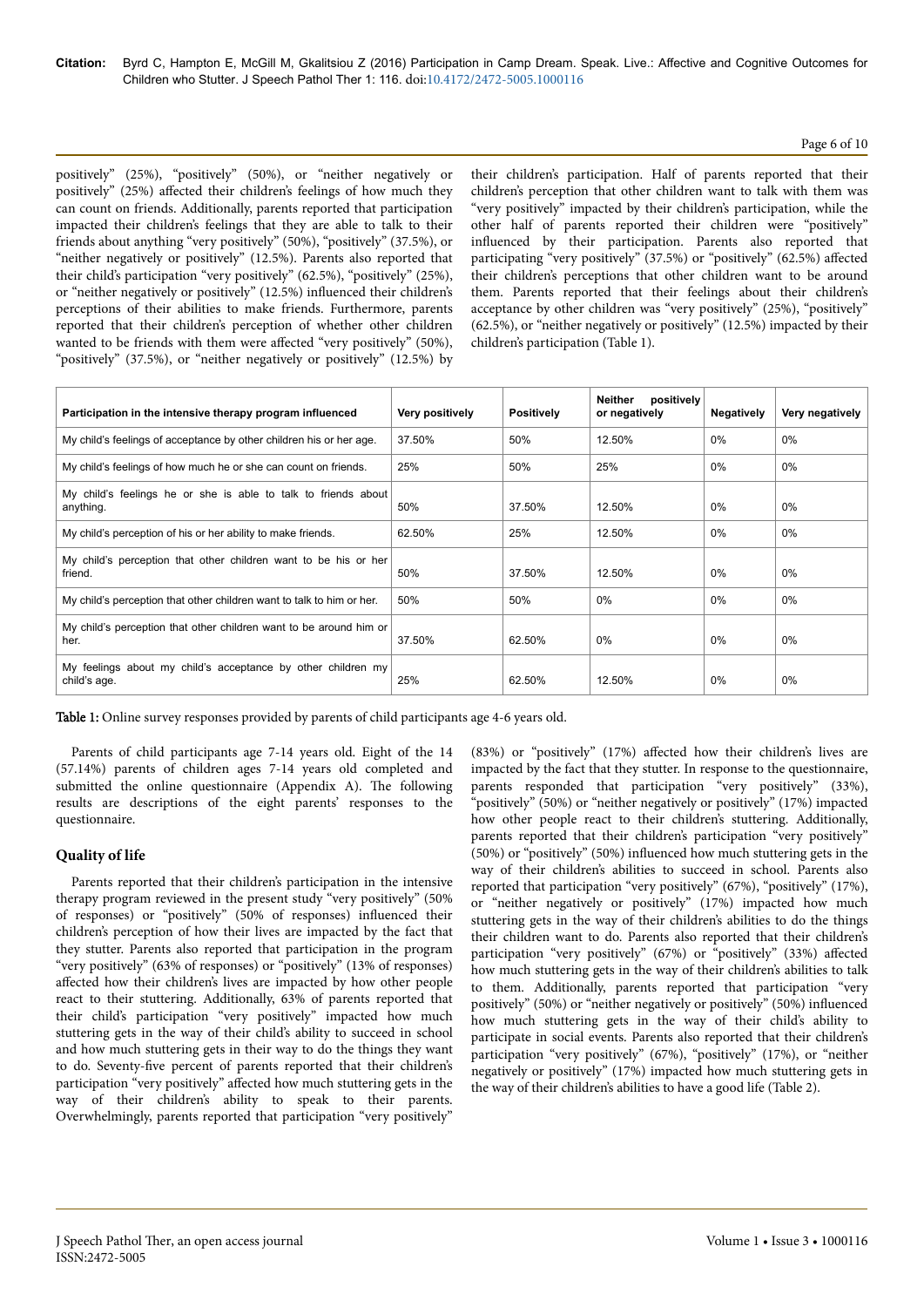positively" (25%), "positively" (50%), or "neither negatively or positively" (25%) affected their children's feelings of how much they can count on friends. Additionally, parents reported that participation impacted their children's feelings that they are able to talk to their friends about anything "very positively" (50%), "positively" (37.5%), or "neither negatively or positively" (12.5%). Parents also reported that their child's participation "very positively" (62.5%), "positively" (25%), or "neither negatively or positively" (12.5%) influenced their children's perceptions of their abilities to make friends. Furthermore, parents reported that their children's perception of whether other children wanted to be friends with them were affected "very positively" (50%), "positively" (37.5%), or "neither negatively or positively" (12.5%) by their children's participation. Half of parents reported that their children's perception that other children want to talk with them was "very positively" impacted by their children's participation, while the other half of parents reported their children were "positively" influenced by their participation. Parents also reported that participating "very positively" (37.5%) or "positively" (62.5%) affected their children's perceptions that other children want to be around them. Parents reported that their feelings about their children's acceptance by other children was "very positively" (25%), "positively" (62.5%), or "neither negatively or positively" (12.5%) impacted by their children's participation (Table 1).

| Participation in the intensive therapy program influenced | Very positively | Positively | Neither positively or negatively | Negatively | Very negatively |
|---|---|---|---|---|---|
| My child's feelings of acceptance by other children his or her age. | 37.50% | 50% | 12.50% | 0% | 0% |
| My child's feelings of how much he or she can count on friends. | 25% | 50% | 25% | 0% | 0% |
| My child's feelings he or she is able to talk to friends about anything. | 50% | 37.50% | 12.50% | 0% | 0% |
| My child's perception of his or her ability to make friends. | 62.50% | 25% | 12.50% | 0% | 0% |
| My child's perception that other children want to be his or her friend. | 50% | 37.50% | 12.50% | 0% | 0% |
| My child's perception that other children want to talk to him or her. | 50% | 50% | 0% | 0% | 0% |
| My child's perception that other children want to be around him or her. | 37.50% | 62.50% | 0% | 0% | 0% |
| My feelings about my child's acceptance by other children my child's age. | 25% | 62.50% | 12.50% | 0% | 0% |

**Table 1:** Online survey responses provided by parents of child participants age 4-6 years old.

Parents of child participants age 7-14 years old. Eight of the 14 (57.14%) parents of children ages 7-14 years old completed and submitted the online questionnaire (Appendix A). The following results are descriptions of the eight parents' responses to the questionnaire.

## Quality of life

Parents reported that their children's participation in the intensive therapy program reviewed in the present study "very positively" (50% of responses) or "positively" (50% of responses) influenced their children's perception of how their lives are impacted by the fact that they stutter. Parents also reported that participation in the program "very positively" (63% of responses) or "positively" (13% of responses) affected how their children's lives are impacted by how other people react to their stuttering. Additionally, 63% of parents reported that their child's participation "very positively" impacted how much stuttering gets in the way of their child's ability to succeed in school and how much stuttering gets in their way to do the things they want to do. Seventy-five percent of parents reported that their children's participation "very positively" affected how much stuttering gets in the way of their children's ability to speak to their parents. Overwhelmingly, parents reported that participation "very positively" (83%) or "positively" (17%) affected how their children's lives are impacted by the fact that they stutter. In response to the questionnaire, parents responded that participation "very positively" (33%), "positively" (50%) or "neither negatively or positively" (17%) impacted how other people react to their children's stuttering. Additionally, parents reported that their children's participation "very positively" (50%) or "positively" (50%) influenced how much stuttering gets in the way of their children's abilities to succeed in school. Parents also reported that participation "very positively" (67%), "positively" (17%), or "neither negatively or positively" (17%) impacted how much stuttering gets in the way of their children's abilities to do the things their children want to do. Parents also reported that their children's participation "very positively" (67%) or "positively" (33%) affected how much stuttering gets in the way of their children's abilities to talk to them. Additionally, parents reported that participation "very positively" (50%) or "neither negatively or positively" (50%) influenced how much stuttering gets in the way of their child's ability to participate in social events. Parents also reported that their children's participation "very positively" (67%), "positively" (17%), or "neither negatively or positively" (17%) impacted how much stuttering gets in the way of their children's abilities to have a good life (Table 2).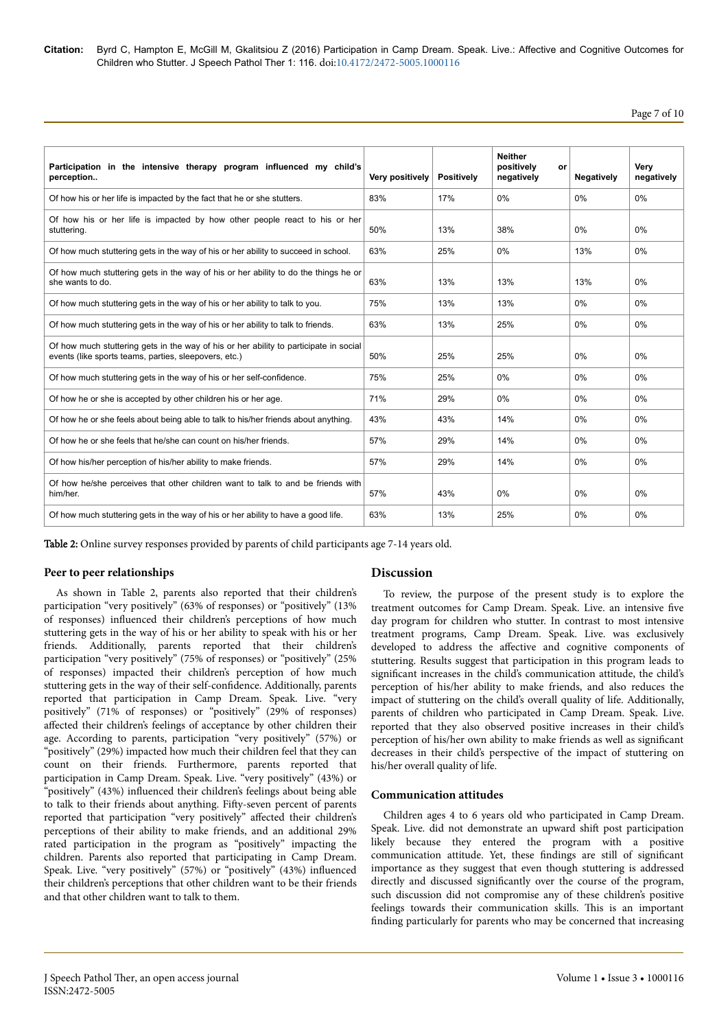| Participation in the intensive therapy program influenced my child's perception.. | Very positively | Positively | Neither positively or negatively | Negatively | Very negatively |
|---|---|---|---|---|---|
| Of how his or her life is impacted by the fact that he or she stutters. | 83% | 17% | 0% | 0% | 0% |
| Of how his or her life is impacted by how other people react to his or her stuttering. | 50% | 13% | 38% | 0% | 0% |
| Of how much stuttering gets in the way of his or her ability to succeed in school. | 63% | 25% | 0% | 13% | 0% |
| Of how much stuttering gets in the way of his or her ability to do the things he or she wants to do. | 63% | 13% | 13% | 13% | 0% |
| Of how much stuttering gets in the way of his or her ability to talk to you. | 75% | 13% | 13% | 0% | 0% |
| Of how much stuttering gets in the way of his or her ability to talk to friends. | 63% | 13% | 25% | 0% | 0% |
| Of how much stuttering gets in the way of his or her ability to participate in social events (like sports teams, parties, sleepovers, etc.) | 50% | 25% | 25% | 0% | 0% |
| Of how much stuttering gets in the way of his or her self-confidence. | 75% | 25% | 0% | 0% | 0% |
| Of how he or she is accepted by other children his or her age. | 71% | 29% | 0% | 0% | 0% |
| Of how he or she feels about being able to talk to his/her friends about anything. | 43% | 43% | 14% | 0% | 0% |
| Of how he or she feels that he/she can count on his/her friends. | 57% | 29% | 14% | 0% | 0% |
| Of how his/her perception of his/her ability to make friends. | 57% | 29% | 14% | 0% | 0% |
| Of how he/she perceives that other children want to talk to and be friends with him/her. | 57% | 43% | 0% | 0% | 0% |
| Of how much stuttering gets in the way of his or her ability to have a good life. | 63% | 13% | 25% | 0% | 0% |

**Table 2:** Online survey responses provided by parents of child participants age 7-14 years old.

### Peer to peer relationships

As shown in Table 2, parents also reported that their children's participation "very positively" (63% of responses) or "positively" (13% of responses) influenced their children's perceptions of how much stuttering gets in the way of his or her ability to speak with his or her friends. Additionally, parents reported that their children's participation "very positively" (75% of responses) or "positively" (25% of responses) impacted their children's perception of how much stuttering gets in the way of their self-confidence. Additionally, parents reported that participation in Camp Dream. Speak. Live. "very positively" (71% of responses) or "positively" (29% of responses) affected their children's feelings of acceptance by other children their age. According to parents, participation "very positively" (57%) or "positively" (29%) impacted how much their children feel that they can count on their friends. Furthermore, parents reported that participation in Camp Dream. Speak. Live. "very positively" (43%) or "positively" (43%) influenced their children's feelings about being able to talk to their friends about anything. Fifty-seven percent of parents reported that participation "very positively" affected their children's perceptions of their ability to make friends, and an additional 29% rated participation in the program as "positively" impacting the children. Parents also reported that participating in Camp Dream. Speak. Live. "very positively" (57%) or "positively" (43%) influenced their children's perceptions that other children want to be their friends and that other children want to talk to them.

## Discussion

To review, the purpose of the present study is to explore the treatment outcomes for Camp Dream. Speak. Live. an intensive five day program for children who stutter. In contrast to most intensive treatment programs, Camp Dream. Speak. Live. was exclusively developed to address the affective and cognitive components of stuttering. Results suggest that participation in this program leads to significant increases in the child's communication attitude, the child's perception of his/her ability to make friends, and also reduces the impact of stuttering on the child's overall quality of life. Additionally, parents of children who participated in Camp Dream. Speak. Live. reported that they also observed positive increases in their child's perception of his/her own ability to make friends as well as significant decreases in their child's perspective of the impact of stuttering on his/her overall quality of life.

### Communication attitudes

Children ages 4 to 6 years old who participated in Camp Dream. Speak. Live. did not demonstrate an upward shift post participation likely because they entered the program with a positive communication attitude. Yet, these findings are still of significant importance as they suggest that even though stuttering is addressed directly and discussed significantly over the course of the program, such discussion did not compromise any of these children's positive feelings towards their communication skills. This is an important finding particularly for parents who may be concerned that increasing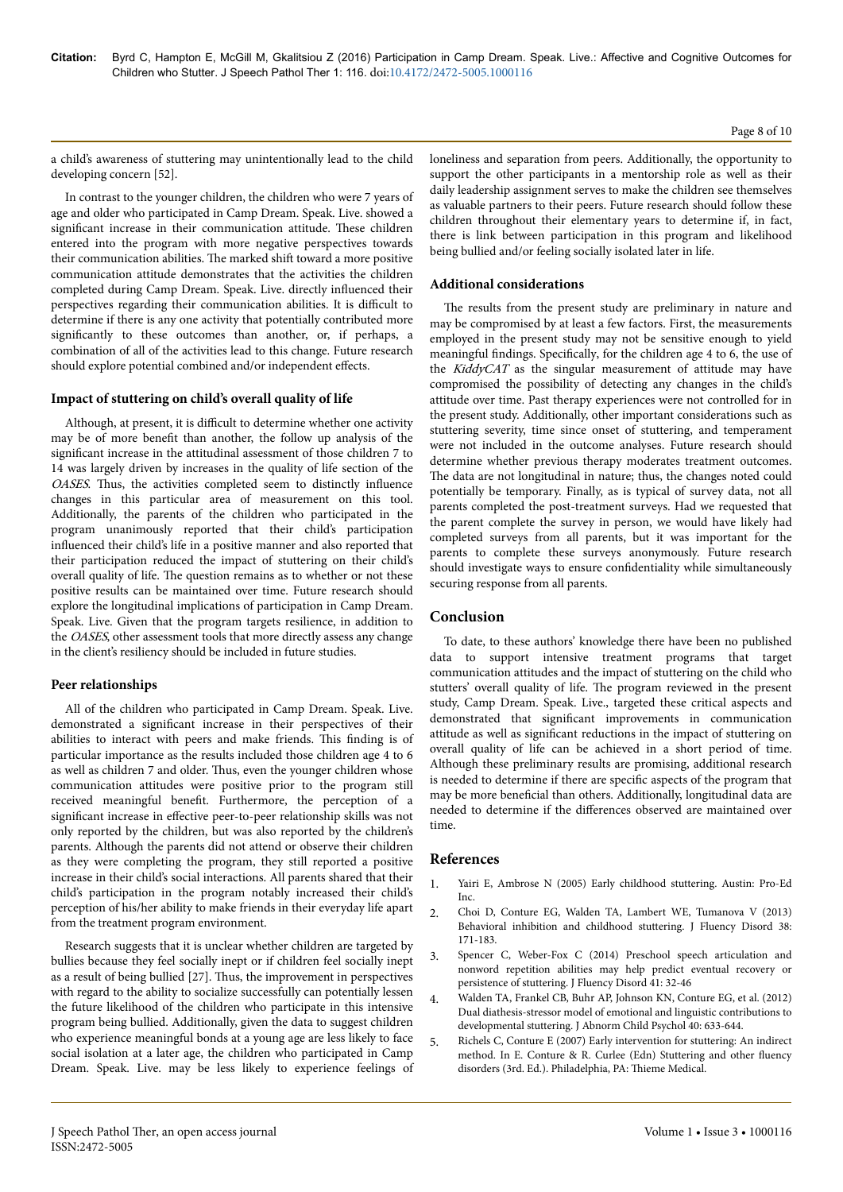a child's awareness of stuttering may unintentionally lead to the child developing concern [52].

In contrast to the younger children, the children who were 7 years of age and older who participated in Camp Dream. Speak. Live. showed a significant increase in their communication attitude. These children entered into the program with more negative perspectives towards their communication abilities. The marked shift toward a more positive communication attitude demonstrates that the activities the children completed during Camp Dream. Speak. Live. directly influenced their perspectives regarding their communication abilities. It is difficult to determine if there is any one activity that potentially contributed more significantly to these outcomes than another, or, if perhaps, a combination of all of the activities lead to this change. Future research should explore potential combined and/or independent effects.

### Impact of stuttering on child's overall quality of life

Although, at present, it is difficult to determine whether one activity may be of more benefit than another, the follow up analysis of the significant increase in the attitudinal assessment of those children 7 to 14 was largely driven by increases in the quality of life section of the *OASES*. Thus, the activities completed seem to distinctly influence changes in this particular area of measurement on this tool. Additionally, the parents of the children who participated in the program unanimously reported that their child's participation influenced their child's life in a positive manner and also reported that their participation reduced the impact of stuttering on their child's overall quality of life. The question remains as to whether or not these positive results can be maintained over time. Future research should explore the longitudinal implications of participation in Camp Dream. Speak. Live. Given that the program targets resilience, in addition to the *OASES*, other assessment tools that more directly assess any change in the client's resiliency should be included in future studies.

### Peer relationships

All of the children who participated in Camp Dream. Speak. Live. demonstrated a significant increase in their perspectives of their abilities to interact with peers and make friends. This finding is of particular importance as the results included those children age 4 to 6 as well as children 7 and older. Thus, even the younger children whose communication attitudes were positive prior to the program still received meaningful benefit. Furthermore, the perception of a significant increase in effective peer-to-peer relationship skills was not only reported by the children, but was also reported by the children's parents. Although the parents did not attend or observe their children as they were completing the program, they still reported a positive increase in their child's social interactions. All parents shared that their child's participation in the program notably increased their child's perception of his/her ability to make friends in their everyday life apart from the treatment program environment.

Research suggests that it is unclear whether children are targeted by bullies because they feel socially inept or if children feel socially inept as a result of being bullied [27]. Thus, the improvement in perspectives with regard to the ability to socialize successfully can potentially lessen the future likelihood of the children who participate in this intensive program being bullied. Additionally, given the data to suggest children who experience meaningful bonds at a young age are less likely to face social isolation at a later age, the children who participated in Camp Dream. Speak. Live. may be less likely to experience feelings of loneliness and separation from peers. Additionally, the opportunity to support the other participants in a mentorship role as well as their daily leadership assignment serves to make the children see themselves as valuable partners to their peers. Future research should follow these children throughout their elementary years to determine if, in fact, there is link between participation in this program and likelihood being bullied and/or feeling socially isolated later in life.

### Additional considerations

The results from the present study are preliminary in nature and may be compromised by at least a few factors. First, the measurements employed in the present study may not be sensitive enough to yield meaningful findings. Specifically, for the children age 4 to 6, the use of the *KiddyCAT* as the singular measurement of attitude may have compromised the possibility of detecting any changes in the child's attitude over time. Past therapy experiences were not controlled for in the present study. Additionally, other important considerations such as stuttering severity, time since onset of stuttering, and temperament were not included in the outcome analyses. Future research should determine whether previous therapy moderates treatment outcomes. The data are not longitudinal in nature; thus, the changes noted could potentially be temporary. Finally, as is typical of survey data, not all parents completed the post-treatment surveys. Had we requested that the parent complete the survey in person, we would have likely had completed surveys from all parents, but it was important for the parents to complete these surveys anonymously. Future research should investigate ways to ensure confidentiality while simultaneously securing response from all parents.

## Conclusion

To date, to these authors' knowledge there have been no published data to support intensive treatment programs that target communication attitudes and the impact of stuttering on the child who stutters' overall quality of life. The program reviewed in the present study, Camp Dream. Speak. Live., targeted these critical aspects and demonstrated that significant improvements in communication attitude as well as significant reductions in the impact of stuttering on overall quality of life can be achieved in a short period of time. Although these preliminary results are promising, additional research is needed to determine if there are specific aspects of the program that may be more beneficial than others. Additionally, longitudinal data are needed to determine if the differences observed are maintained over time.

## References

1. Yairi E, Ambrose N (2005) Early childhood stuttering. Austin: Pro-Ed Inc.
2. Choi D, Conture EG, Walden TA, Lambert WE, Tumanova V (2013) Behavioral inhibition and childhood stuttering. J Fluency Disord 38: 171-183.
3. Spencer C, Weber-Fox C (2014) Preschool speech articulation and nonword repetition abilities may help predict eventual recovery or persistence of stuttering. J Fluency Disord 41: 32-46
4. Walden TA, Frankel CB, Buhr AP, Johnson KN, Conture EG, et al. (2012) Dual diathesis-stressor model of emotional and linguistic contributions to developmental stuttering. J Abnorm Child Psychol 40: 633-644.
5. Richels C, Conture E (2007) Early intervention for stuttering: An indirect method. In E. Conture & R. Curlee (Edn) Stuttering and other fluency disorders (3rd. Ed.). Philadelphia, PA: Thieme Medical.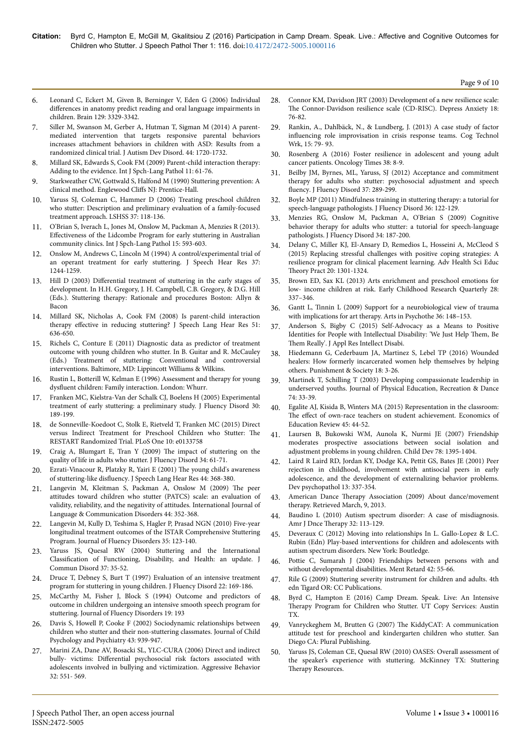6. Leonard C, Eckert M, Given B, Berninger V, Eden G (2006) Individual differences in anatomy predict reading and oral language impairments in children. Brain 129: 3329-3342.
7. Siller M, Swanson M, Gerber A, Hutman T, Sigman M (2014) A parent-mediated intervention that targets responsive parental behaviors increases attachment behaviors in children with ASD: Results from a randomized clinical trial. J Autism Dev Disord. 44: 1720-1732.
8. Millard SK, Edwards S, Cook FM (2009) Parent-child interaction therapy: Adding to the evidence. Int J Spch-Lang Pathol 11: 61-76.
9. Starkweather CW, Gottwald S, Halfond M (1990) Stuttering prevention: A clinical method. Englewood Cliffs NJ: Prentice-Hall.
10. Yaruss SJ, Coleman C, Hammer D (2006) Treating preschool children who stutter: Description and preliminary evaluation of a family-focused treatment approach. LSHSS 37: 118-136.
11. O'Brian S, Iverach L, Jones M, Onslow M, Packman A, Menzies R (2013). Effectiveness of the Lidcombe Program for early stuttering in Australian community clinics. Int J Spch-Lang Pathol 15: 593-603.
12. Onslow M, Andrews C, Lincoln M (1994) A control/experimental trial of an operant treatment for early stuttering. J Speech Hear Res 37: 1244-1259.
13. Hill D (2003) Differential treatment of stuttering in the early stages of development. In H.H. Gregory, J. H. Campbell, C.B. Gregory, & D.G. Hill (Eds.). Stuttering therapy: Rationale and procedures Boston: Allyn & Bacon
14. Millard SK, Nicholas A, Cook FM (2008) Is parent-child interaction therapy effective in reducing stuttering? J Speech Lang Hear Res 51: 636-650.
15. Richels C, Conture E (2011) Diagnostic data as predictor of treatment outcome with young children who stutter. In B. Guitar and R. McCauley (Eds.) Treatment of stuttering: Conventional and controversial interventions. Baltimore, MD: Lippincott Williams & Wilkins.
16. Rustin L, Botterill W, Kelman E (1996) Assessment and therapy for young dysfluent children: Family interaction. London: Whurr.
17. Franken MC, Kielstra-Van der Schalk CJ, Boelens H (2005) Experimental treatment of early stuttering: a preliminary study. J Fluency Disord 30: 189-199.
18. de Sonneville-Koedoot C, Stolk E, Rietveld T, Franken MC (2015) Direct versus Indirect Treatment for Preschool Children who Stutter: The RESTART Randomized Trial. PLoS One 10: e0133758
19. Craig A, Blumgart E, Tran Y (2009) The impact of stuttering on the quality of life in adults who stutter. J Fluency Disord 34: 61-71.
20. Ezrati-Vinacour R, Platzky R, Yairi E (2001) The young child's awareness of stuttering-like disfluency. J Speech Lang Hear Res 44: 368-380.
21. Langevin M, Kleitman S, Packman A, Onslow M (2009) The peer attitudes toward children who stutter (PATCS) scale: an evaluation of validity, reliability, and the negativity of attitudes. International Journal of Language & Communication Disorders 44: 352-368.
22. Langevin M, Kully D, Teshima S, Hagler P, Prasad NGN (2010) Five-year longitudinal treatment outcomes of the ISTAR Comprehensive Stuttering Program. Journal of Fluency Disorders 35: 123-140.
23. Yaruss JS, Quesal RW (2004) Stuttering and the International Classification of Functioning, Disability, and Health: an update. J Commun Disord 37: 35-52.
24. Druce T, Debney S, Burt T (1997) Evaluation of an intensive treatment program for stuttering in young children. J Fluency Disord 22: 169-186.
25. McCarthy M, Fisher J, Block S (1994) Outcome and predictors of outcome in children undergoing an intensive smooth speech program for stuttering. Journal of Fluency Disorders 19: 193
26. Davis S, Howell P, Cooke F (2002) Sociodynamic relationships between children who stutter and their non-stuttering classmates. Journal of Child Psychology and Psychiatry 43: 939-947.
27. Marini ZA, Dane AV, Bosacki SL, YLC-CURA (2006) Direct and indirect bully- victims: Differential psychosocial risk factors associated with adolescents involved in bullying and victimization. Aggressive Behavior 32: 551- 569.
28. Connor KM, Davidson JRT (2003) Development of a new resilience scale: The Connor-Davidson resilience scale (CD-RISC). Depress Anxiety 18: 76-82.
29. Rankin, A., Dahlbäck, N., & Lundberg, J. (2013) A case study of factor influencing role improvisation in crisis response teams. Cog Technol Wrk, 15: 79- 93.
30. Rosenberg A (2016) Foster resilience in adolescent and young adult cancer patients. Oncology Times 38: 8-9.
31. Beilby JM, Byrnes, ML, Yaruss, SJ (2012) Acceptance and commitment therapy for adults who stutter: psychosocial adjustment and speech fluency. J Fluency Disord 37: 289-299.
32. Boyle MP (2011) Mindfulness training in stuttering therapy: a tutorial for speech-language pathologists. J Fluency Disord 36: 122-129.
33. Menzies RG, Onslow M, Packman A, O'Brian S (2009) Cognitive behavior therapy for adults who stutter: a tutorial for speech-language pathologists. J Fluency Disord 34: 187-200.
34. Delany C, Miller KJ, El-Ansary D, Remedios L, Hosseini A, McCleod S (2015) Replacing stressful challenges with positive coping strategies: A resilience program for clinical placement learning. Adv Health Sci Educ Theory Pract 20: 1301-1324.
35. Brown ED, Sax KL (2013) Arts enrichment and preschool emotions for low- income children at risk. Early Childhood Research Quarterly 28: 337–346.
36. Gantt L, Tinnin L (2009) Support for a neurobiological view of trauma with implications for art therapy. Arts in Psychothe 36: 148–153.
37. Anderson S, Bigby C (2015) Self-Advocacy as a Means to Positive Identities for People with Intellectual Disability: 'We Just Help Them, Be Them Really'. J Appl Res Intellect Disabi.
38. Hiedemann G, Cederbaum JA, Martinez S, Lebel TP (2016) Wounded healers: How formerly incarcerated women help themselves by helping others. Punishment & Society 18: 3-26.
39. Martinek T, Schilling T (2003) Developing compassionate leadership in underserved youths. Journal of Physical Education, Recreation & Dance 74: 33-39.
40. Egalite AJ, Kisida B, Winters MA (2015) Representation in the classroom: The effect of own-race teachers on student achievement. Economics of Education Review 45: 44-52.
41. Laursen B, Bukowski WM, Aunola K, Nurmi JE (2007) Friendship moderates prospective associations between social isolation and adjustment problems in young children. Child Dev 78: 1395-1404.
42. Laird R Laird RD, Jordan KY, Dodge KA, Pettit GS, Bates JE (2001) Peer rejection in childhood, involvement with antisocial peers in early adolescence, and the development of externalizing behavior problems. Dev psychopathol 13: 337-354.
43. American Dance Therapy Association (2009) About dance/movement therapy. Retrieved March, 9, 2013.
44. Baudino L (2010) Autism spectrum disorder: A case of misdiagnosis. Amr J Dnce Therapy 32: 113-129.
45. Deveraux C (2012) Moving into relationships In L. Gallo-Lopez & L.C. Rubin (Edn) Play-based interventions for children and adolescents with autism spectrum disorders. New York: Boutledge.
46. Pottie C, Sumarah J (2004) Friendships between persons with and without developmental disabilities. Ment Retard 42: 55-66.
47. Rile G (2009) Stuttering severity instrument for children and adults. 4th edn Tigard OR: CC Publications.
48. Byrd C, Hampton E (2016) Camp Dream. Speak. Live: An Intensive Therapy Program for Children who Stutter. UT Copy Services: Austin TX.
49. Vanryckeghem M, Brutten G (2007) The KiddyCAT: A communication attitude test for preschool and kindergarten children who stutter. San Diego CA: Plural Publishing.
50. Yaruss JS, Coleman CE, Quesal RW (2010) OASES: Overall assessment of the speaker's experience with stuttering. McKinney TX: Stuttering Therapy Resources.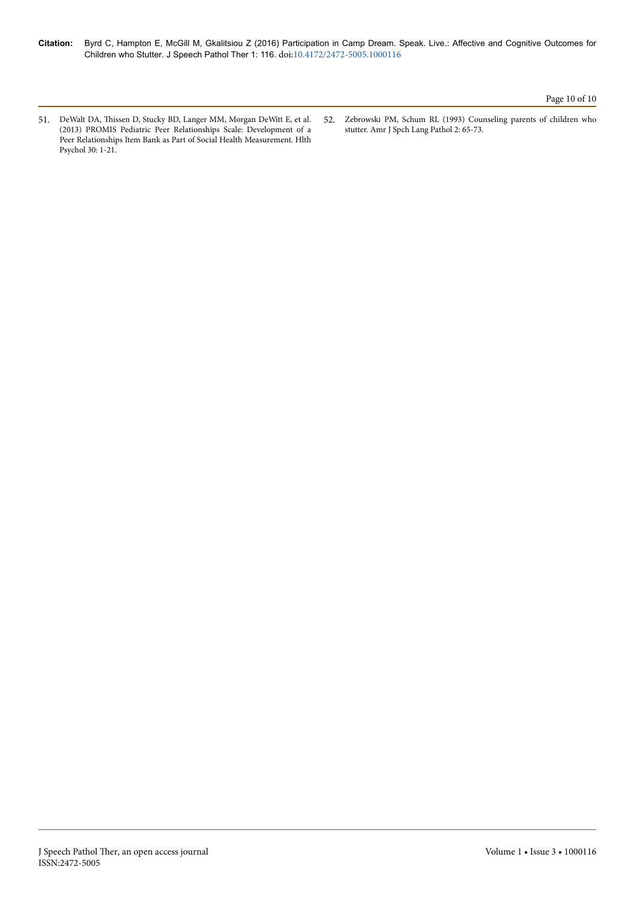51. DeWalt DA, Thissen D, Stucky BD, Langer MM, Morgan DeWitt E, et al. (2013) PROMIS Pediatric Peer Relationships Scale: Development of a Peer Relationships Item Bank as Part of Social Health Measurement. Hlth Psychol 30: 1-21.
52. Zebrowski PM, Schum RL (1993) Counseling parents of children who stutter. Amr J Spch Lang Pathol 2: 65-73.